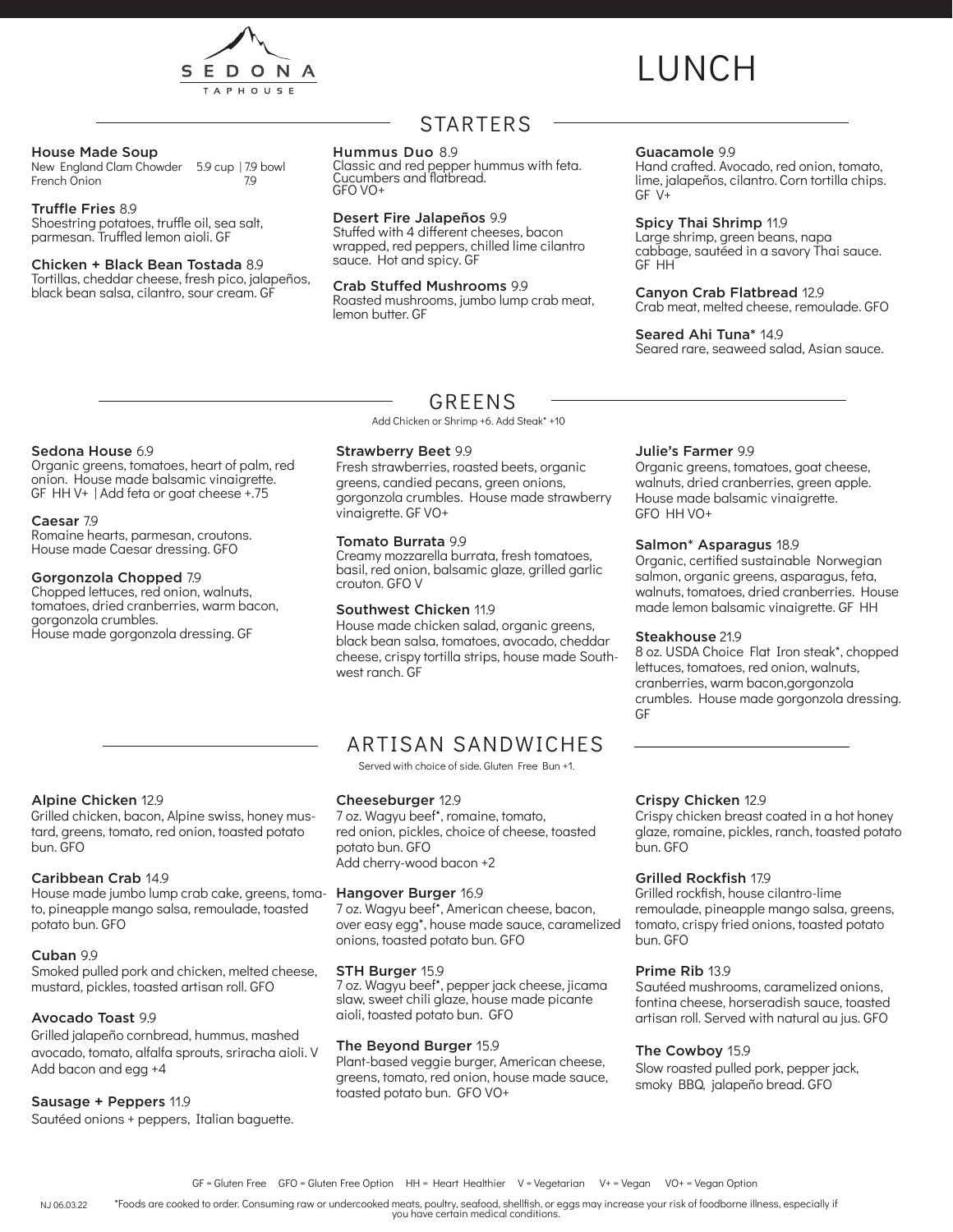# SEDONA TAPHOUSE

# LUNCH

## STARTERS

**House Made Soup**
New England Clam Chowder 5.9 cup | 7.9 bowl
French Onion 7.9

**Truffle Fries** 8.9
Shoestring potatoes, truffle oil, sea salt, parmesan. Truffled lemon aioli. GF

**Chicken + Black Bean Tostada** 8.9
Tortillas, cheddar cheese, fresh pico, jalapeños, black bean salsa, cilantro, sour cream. GF

**Hummus Duo** 8.9
Classic and red pepper hummus with feta. Cucumbers and flatbread.
GFO VO+

**Desert Fire Jalapeños** 9.9
Stuffed with 4 different cheeses, bacon wrapped, red peppers, chilled lime cilantro sauce. Hot and spicy. GF

**Crab Stuffed Mushrooms** 9.9
Roasted mushrooms, jumbo lump crab meat, lemon butter. GF

**Guacamole** 9.9
Hand crafted. Avocado, red onion, tomato, lime, jalapeños, cilantro. Corn tortilla chips.
GF V+

**Spicy Thai Shrimp** 11.9
Large shrimp, green beans, napa cabbage, sautéed in a savory Thai sauce.
GF HH

**Canyon Crab Flatbread** 12.9
Crab meat, melted cheese, remoulade. GFO

**Seared Ahi Tuna*** 14.9
Seared rare, seaweed salad, Asian sauce.

## GREENS

Add Chicken or Shrimp +6. Add Steak* +10

**Sedona House** 6.9
Organic greens, tomatoes, heart of palm, red onion. House made balsamic vinaigrette.
GF HH V+ | Add feta or goat cheese +.75

**Caesar** 7.9
Romaine hearts, parmesan, croutons. House made Caesar dressing. GFO

**Gorgonzola Chopped** 7.9
Chopped lettuces, red onion, walnuts, tomatoes, dried cranberries, warm bacon, gorgonzola crumbles.
House made gorgonzola dressing. GF

**Strawberry Beet** 9.9
Fresh strawberries, roasted beets, organic greens, candied pecans, green onions, gorgonzola crumbles. House made strawberry vinaigrette. GF VO+

**Tomato Burrata** 9.9
Creamy mozzarella burrata, fresh tomatoes, basil, red onion, balsamic glaze, grilled garlic crouton. GFO V

**Southwest Chicken** 11.9
House made chicken salad, organic greens, black bean salsa, tomatoes, avocado, cheddar cheese, crispy tortilla strips, house made Southwest ranch. GF

**Julie's Farmer** 9.9
Organic greens, tomatoes, goat cheese, walnuts, dried cranberries, green apple. House made balsamic vinaigrette.
GFO HH VO+

**Salmon* Asparagus** 18.9
Organic, certified sustainable Norwegian salmon, organic greens, asparagus, feta, walnuts, tomatoes, dried cranberries. House made lemon balsamic vinaigrette. GF HH

**Steakhouse** 21.9
8 oz. USDA Choice Flat Iron steak*, chopped lettuces, tomatoes, red onion, walnuts, cranberries, warm bacon,gorgonzola crumbles. House made gorgonzola dressing. GF

## ARTISAN SANDWICHES

Served with choice of side. Gluten Free Bun +1.

**Alpine Chicken** 12.9
Grilled chicken, bacon, Alpine swiss, honey mustard, greens, tomato, red onion, toasted potato bun. GFO

**Caribbean Crab** 14.9
House made jumbo lump crab cake, greens, tomato, pineapple mango salsa, remoulade, toasted potato bun. GFO

**Cuban** 9.9
Smoked pulled pork and chicken, melted cheese, mustard, pickles, toasted artisan roll. GFO

**Avocado Toast** 9.9
Grilled jalapeño cornbread, hummus, mashed avocado, tomato, alfalfa sprouts, sriracha aioli. V
Add bacon and egg +4

**Sausage + Peppers** 11.9
Sautéed onions + peppers, Italian baguette.

**Cheeseburger** 12.9
7 oz. Wagyu beef*, romaine, tomato, red onion, pickles, choice of cheese, toasted potato bun. GFO
Add cherry-wood bacon +2

**Hangover Burger** 16.9
7 oz. Wagyu beef*, American cheese, bacon, over easy egg*, house made sauce, caramelized onions, toasted potato bun. GFO

**STH Burger** 15.9
7 oz. Wagyu beef*, pepper jack cheese, jicama slaw, sweet chili glaze, house made picante aioli, toasted potato bun. GFO

**The Beyond Burger** 15.9
Plant-based veggie burger, American cheese, greens, tomato, red onion, house made sauce, toasted potato bun. GFO VO+

**Crispy Chicken** 12.9
Crispy chicken breast coated in a hot honey glaze, romaine, pickles, ranch, toasted potato bun. GFO

**Grilled Rockfish** 17.9
Grilled rockfish, house cilantro-lime remoulade, pineapple mango salsa, greens, tomato, crispy fried onions, toasted potato bun. GFO

**Prime Rib** 13.9
Sautéed mushrooms, caramelized onions, fontina cheese, horseradish sauce, toasted artisan roll. Served with natural au jus. GFO

**The Cowboy** 15.9
Slow roasted pulled pork, pepper jack, smoky BBQ, jalapeño bread. GFO

GF = Gluten Free GFO = Gluten Free Option HH = Heart Healthier V = Vegetarian V+ = Vegan VO+ = Vegan Option

NJ 06.03.22 *Foods are cooked to order. Consuming raw or undercooked meats, poultry, seafood, shellfish, or eggs may increase your risk of foodborne illness, especially if you have certain medical conditions.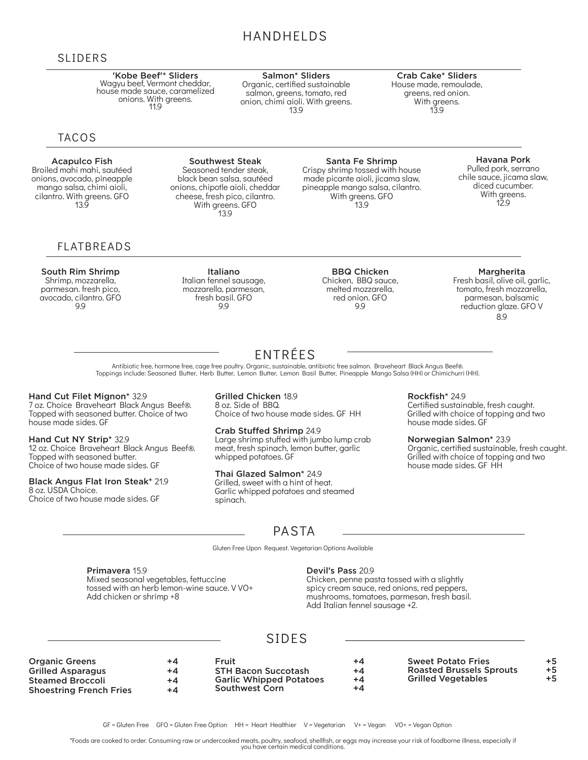# HANDHELDS

## SLIDERS

**'Kobe Beef'* Sliders**
Wagyu beef, Vermont cheddar, house made sauce, caramelized onions. With greens.
11.9

**Salmon* Sliders**
Organic, certified sustainable salmon, greens, tomato, red onion, chimi aioli. With greens.
13.9

**Crab Cake* Sliders**
House made, remoulade, greens, red onion. With greens.
13.9

## TACOS

**Acapulco Fish**
Broiled mahi mahi, sautéed onions, avocado, pineapple mango salsa, chimi aioli, cilantro. With greens. GFO
13.9

**Southwest Steak**
Seasoned tender steak, black bean salsa, sautéed onions, chipotle aioli, cheddar cheese, fresh pico, cilantro. With greens. GFO
13.9

**Santa Fe Shrimp**
Crispy shrimp tossed with house made picante aioli, jicama slaw, pineapple mango salsa, cilantro. With greens. GFO
13.9

**Havana Pork**
Pulled pork, serrano chile sauce, jicama slaw, diced cucumber. With greens.
12.9

## FLATBREADS

**South Rim Shrimp**
Shrimp, mozzarella, parmesan. fresh pico, avocado, cilantro. GFO
9.9

**Italiano**
Italian fennel sausage, mozzarella, parmesan, fresh basil. GFO
9.9

**BBQ Chicken**
Chicken, BBQ sauce, melted mozzarella, red onion. GFO
9.9

**Margherita**
Fresh basil, olive oil, garlic, tomato, fresh mozzarella, parmesan, balsamic reduction glaze. GFO V
8.9

# ENTRÉES

Antibiotic free, hormone free, cage free poultry. Organic, sustainable, antibiotic free salmon. Braveheart Black Angus Beef®. Toppings include: Seasoned Butter, Herb Butter, Lemon Butter, Lemon Basil Butter, Pineapple Mango Salsa (HH) or Chimichurri (HH).

**Hand Cut Filet Mignon*** 32.9
7 oz. Choice Braveheart Black Angus Beef®. Topped with seasoned butter. Choice of two house made sides. GF

**Hand Cut NY Strip*** 32.9
12 oz. Choice Braveheart Black Angus Beef®. Topped with seasoned butter. Choice of two house made sides. GF

**Black Angus Flat Iron Steak*** 21.9
8 oz. USDA Choice. Choice of two house made sides. GF

**Grilled Chicken** 18.9
8 oz. Side of BBQ. Choice of two house made sides. GF HH

**Crab Stuffed Shrimp** 24.9
Large shrimp stuffed with jumbo lump crab meat, fresh spinach, lemon butter, garlic whipped potatoes. GF

**Thai Glazed Salmon*** 24.9
Grilled, sweet with a hint of heat. Garlic whipped potatoes and steamed spinach.

**Rockfish*** 24.9
Certified sustainable, fresh caught. Grilled with choice of topping and two house made sides. GF

**Norwegian Salmon*** 23.9
Organic, certified sustainable, fresh caught. Grilled with choice of topping and two house made sides. GF HH

# PASTA

Gluten Free Upon Request. Vegetarian Options Available

**Primavera** 15.9
Mixed seasonal vegetables, fettuccine tossed with an herb lemon-wine sauce. V VO+
Add chicken or shrimp +8

**Devil's Pass** 20.9
Chicken, penne pasta tossed with a slightly spicy cream sauce, red onions, red peppers, mushrooms, tomatoes, parmesan, fresh basil.
Add Italian fennel sausage +2.

# SIDES

| Side | Price |
|---|---|
| **Organic Greens** | +4 |
| **Grilled Asparagus** | +4 |
| **Steamed Broccoli** | +4 |
| **Shoestring French Fries** | +4 |
| **Fruit** | +4 |
| **STH Bacon Succotash** | +4 |
| **Garlic Whipped Potatoes** | +4 |
| **Southwest Corn** | +4 |
| **Sweet Potato Fries** | +5 |
| **Roasted Brussels Sprouts** | +5 |
| **Grilled Vegetables** | +5 |

GF = Gluten Free GFO = Gluten Free Option HH = Heart Healthier V = Vegetarian V+ = Vegan VO+ = Vegan Option

*Foods are cooked to order. Consuming raw or undercooked meats, poultry, seafood, shellfish, or eggs may increase your risk of foodborne illness, especially if you have certain medical conditions.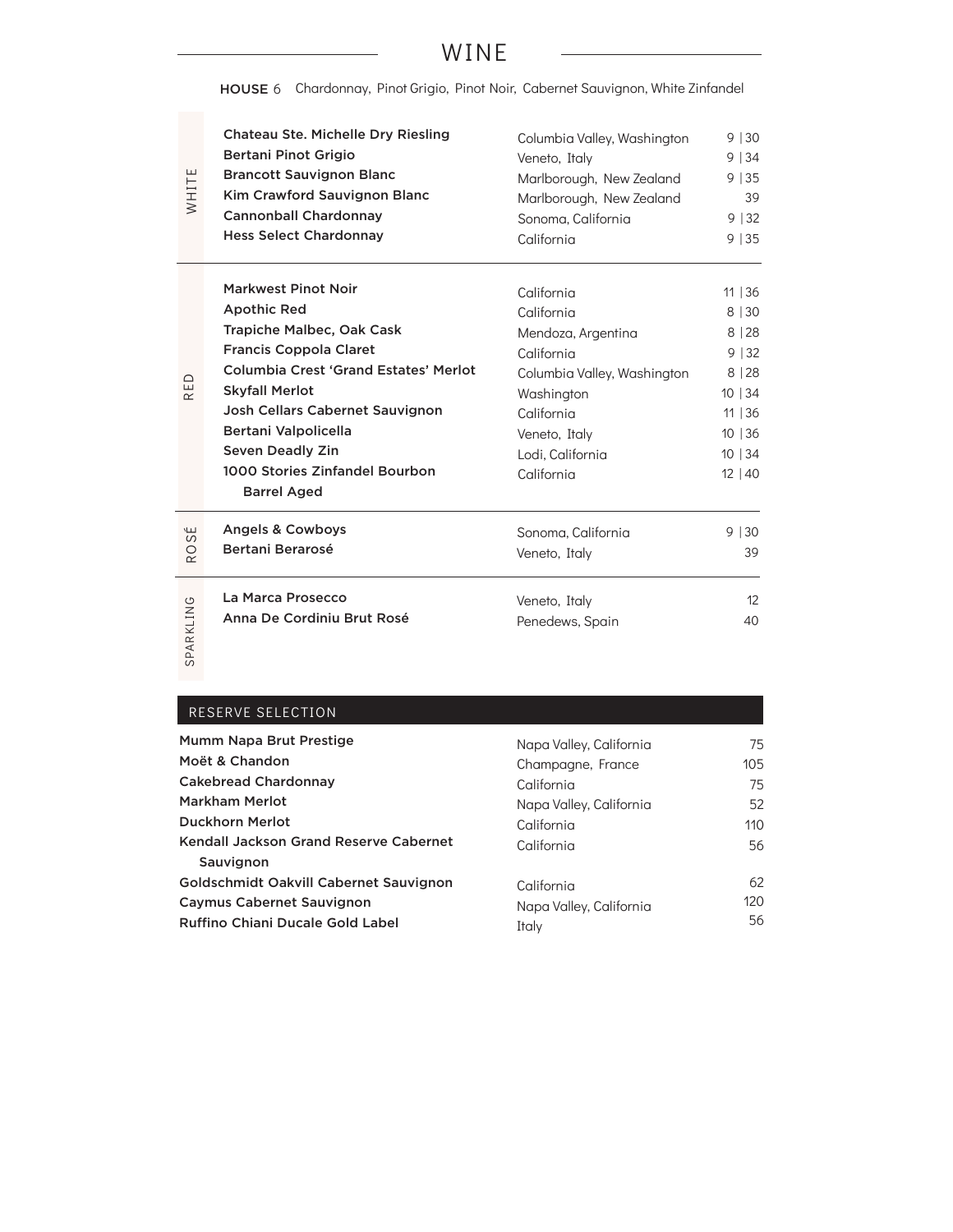# WINE

**HOUSE** 6 Chardonnay, Pinot Grigio, Pinot Noir, Cabernet Sauvignon, White Zinfandel

## WHITE

| Wine | Region | Price |
| --- | --- | --- |
| **Chateau Ste. Michelle Dry Riesling** | Columbia Valley, Washington | 9 \| 30 |
| **Bertani Pinot Grigio** | Veneto, Italy | 9 \| 34 |
| **Brancott Sauvignon Blanc** | Marlborough, New Zealand | 9 \| 35 |
| **Kim Crawford Sauvignon Blanc** | Marlborough, New Zealand | 39 |
| **Cannonball Chardonnay** | Sonoma, California | 9 \| 32 |
| **Hess Select Chardonnay** | California | 9 \| 35 |

## RED

| Wine | Region | Price |
| --- | --- | --- |
| **Markwest Pinot Noir** | California | 11 \| 36 |
| **Apothic Red** | California | 8 \| 30 |
| **Trapiche Malbec, Oak Cask** | Mendoza, Argentina | 8 \| 28 |
| **Francis Coppola Claret** | California | 9 \| 32 |
| **Columbia Crest 'Grand Estates' Merlot** | Columbia Valley, Washington | 8 \| 28 |
| **Skyfall Merlot** | Washington | 10 \| 34 |
| **Josh Cellars Cabernet Sauvignon** | California | 11 \| 36 |
| **Bertani Valpolicella** | Veneto, Italy | 10 \| 36 |
| **Seven Deadly Zin** | Lodi, California | 10 \| 34 |
| **1000 Stories Zinfandel Bourbon Barrel Aged** | California | 12 \| 40 |

## ROSÉ

| Wine | Region | Price |
| --- | --- | --- |
| **Angels & Cowboys** | Sonoma, California | 9 \| 30 |
| **Bertani Berarosé** | Veneto, Italy | 39 |

## SPARKLING

| Wine | Region | Price |
| --- | --- | --- |
| **La Marca Prosecco** | Veneto, Italy | 12 |
| **Anna De Cordiniu Brut Rosé** | Penedews, Spain | 40 |

## RESERVE SELECTION

| Wine | Region | Price |
| --- | --- | --- |
| **Mumm Napa Brut Prestige** | Napa Valley, California | 75 |
| **Moët & Chandon** | Champagne, France | 105 |
| **Cakebread Chardonnay** | California | 75 |
| **Markham Merlot** | Napa Valley, California | 52 |
| **Duckhorn Merlot** | California | 110 |
| **Kendall Jackson Grand Reserve Cabernet Sauvignon** | California | 56 |
| **Goldschmidt Oakvill Cabernet Sauvignon** | California | 62 |
| **Caymus Cabernet Sauvignon** | Napa Valley, California | 120 |
| **Ruffino Chiani Ducale Gold Label** | Italy | 56 |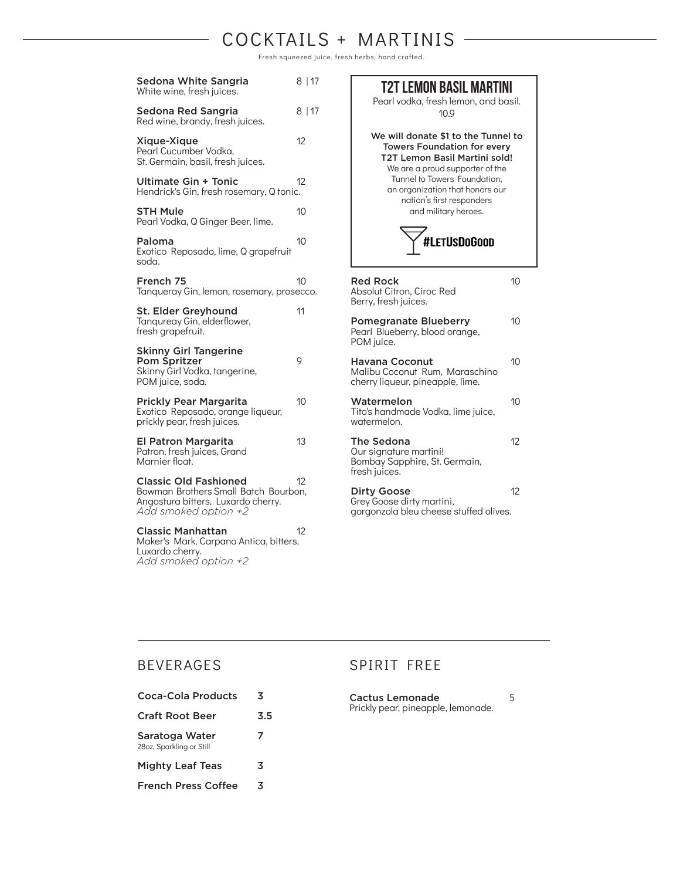# COCKTAILS + MARTINIS

Fresh squeezed juice, fresh herbs, hand crafted.

**Sedona White Sangria** 8 | 17
White wine, fresh juices.

**Sedona Red Sangria** 8 | 17
Red wine, brandy, fresh juices.

**Xique-Xique** 12
Pearl Cucumber Vodka, St. Germain, basil, fresh juices.

**Ultimate Gin + Tonic** 12
Hendrick's Gin, fresh rosemary, Q tonic.

**STH Mule** 10
Pearl Vodka, Q Ginger Beer, lime.

**Paloma** 10
Exotico Reposado, lime, Q grapefruit soda.

**French 75** 10
Tanqueray Gin, lemon, rosemary, prosecco.

**St. Elder Greyhound** 11
Tanqureay Gin, elderflower, fresh grapefruit.

**Skinny Girl Tangerine Pom Spritzer** 9
Skinny Girl Vodka, tangerine, POM juice, soda.

**Prickly Pear Margarita** 10
Exotico Reposado, orange liqueur, prickly pear, fresh juices.

**El Patron Margarita** 13
Patron, fresh juices, Grand Marnier float.

**Classic Old Fashioned** 12
Bowman Brothers Small Batch Bourbon, Angostura bitters, Luxardo cherry.
*Add smoked option +2*

**Classic Manhattan** 12
Maker's Mark, Carpano Antica, bitters, Luxardo cherry.
*Add smoked option +2*

## T2T LEMON BASIL MARTINI

Pearl vodka, fresh lemon, and basil.
10.9

**We will donate $1 to the Tunnel to Towers Foundation for every T2T Lemon Basil Martini sold!**
We are a proud supporter of the Tunnel to Towers Foundation, an organization that honors our nation's first responders and military heroes.

**#LetUsDoGood**

**Red Rock** 10
Absolut Citron, Ciroc Red Berry, fresh juices.

**Pomegranate Blueberry** 10
Pearl Blueberry, blood orange, POM juice.

**Havana Coconut** 10
Malibu Coconut Rum, Maraschino cherry liqueur, pineapple, lime.

**Watermelon** 10
Tito's handmade Vodka, lime juice, watermelon.

**The Sedona** 12
Our signature martini!
Bombay Sapphire, St. Germain, fresh juices.

**Dirty Goose** 12
Grey Goose dirty martini, gorgonzola bleu cheese stuffed olives.

## BEVERAGES

**Coca-Cola Products** 3

**Craft Root Beer** 3.5

**Saratoga Water** 7
28oz, Sparkling or Still

**Mighty Leaf Teas** 3

**French Press Coffee** 3

## SPIRIT FREE

**Cactus Lemonade** 5
Prickly pear, pineapple, lemonade.